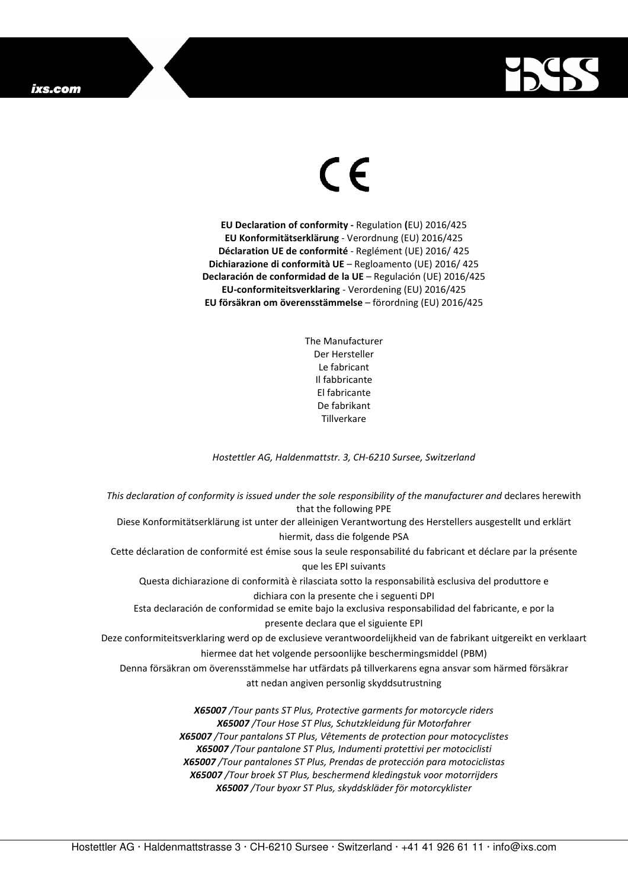CE

**EU Declaration of conformity -** Regulation **(**EU) 2016/425
**EU Konformitätserklärung** - Verordnung (EU) 2016/425
**Déclaration UE de conformité** - Reglément (UE) 2016/ 425
**Dichiarazione di conformità UE** – Regloamento (UE) 2016/ 425
**Declaración de conformidad de la UE** – Regulación (UE) 2016/425
**EU-conformiteitsverklaring** - Verordening (EU) 2016/425
**EU försäkran om överensstämmelse** – förordning (EU) 2016/425

The Manufacturer
Der Hersteller
Le fabricant
Il fabbricante
El fabricante
De fabrikant
Tillverkare

*Hostettler AG, Haldenmattstr. 3, CH-6210 Sursee, Switzerland*

*This declaration of conformity is issued under the sole responsibility of the manufacturer and* declares herewith that the following PPE

Diese Konformitätserklärung ist unter der alleinigen Verantwortung des Herstellers ausgestellt und erklärt hiermit, dass die folgende PSA

Cette déclaration de conformité est émise sous la seule responsabilité du fabricant et déclare par la présente que les EPI suivants

Questa dichiarazione di conformità è rilasciata sotto la responsabilità esclusiva del produttore e dichiara con la presente che i seguenti DPI

Esta declaración de conformidad se emite bajo la exclusiva responsabilidad del fabricante, e por la presente declara que el siguiente EPI

Deze conformiteitsverklaring werd op de exclusieve verantwoordelijkheid van de fabrikant uitgereikt en verklaart hiermee dat het volgende persoonlijke beschermingsmiddel (PBM)

Denna försäkran om överensstämmelse har utfärdats på tillverkarens egna ansvar som härmed försäkrar att nedan angiven personlig skyddsutrustning

***X65007*** */Tour pants ST Plus, Protective garments for motorcycle riders*
***X65007*** */Tour Hose ST Plus, Schutzkleidung für Motorfahrer*
***X65007*** */Tour pantalons ST Plus, Vêtements de protection pour motocyclistes*
***X65007*** */Tour pantalone ST Plus, Indumenti protettivi per motociclisti*
***X65007*** */Tour pantalones ST Plus, Prendas de protección para motociclistas*
***X65007*** */Tour broek ST Plus, beschermend kledingstuk voor motorrijders*
***X65007*** */Tour byoxr ST Plus, skyddskläder för motorcyklister*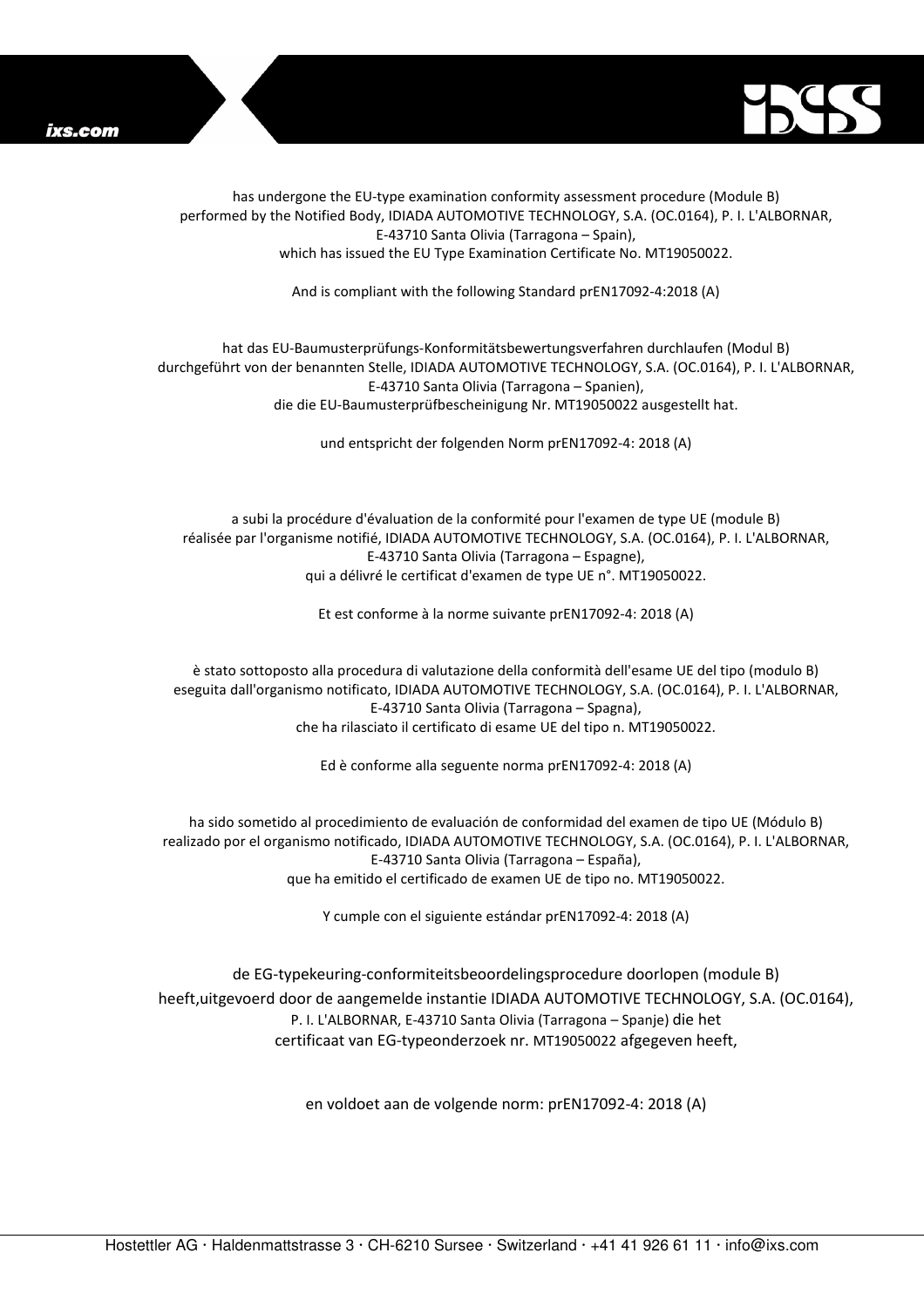has undergone the EU-type examination conformity assessment procedure (Module B) performed by the Notified Body, IDIADA AUTOMOTIVE TECHNOLOGY, S.A. (OC.0164), P. I. L'ALBORNAR, E-43710 Santa Olivia (Tarragona – Spain), which has issued the EU Type Examination Certificate No. MT19050022.

And is compliant with the following Standard prEN17092-4:2018 (A)

hat das EU-Baumusterprüfungs-Konformitätsbewertungsverfahren durchlaufen (Modul B) durchgeführt von der benannten Stelle, IDIADA AUTOMOTIVE TECHNOLOGY, S.A. (OC.0164), P. I. L'ALBORNAR, E-43710 Santa Olivia (Tarragona – Spanien), die die EU-Baumusterprüfbescheinigung Nr. MT19050022 ausgestellt hat.

und entspricht der folgenden Norm prEN17092-4: 2018 (A)

a subi la procédure d'évaluation de la conformité pour l'examen de type UE (module B) réalisée par l'organisme notifié, IDIADA AUTOMOTIVE TECHNOLOGY, S.A. (OC.0164), P. I. L'ALBORNAR, E-43710 Santa Olivia (Tarragona – Espagne), qui a délivré le certificat d'examen de type UE n°. MT19050022.

Et est conforme à la norme suivante prEN17092-4: 2018 (A)

è stato sottoposto alla procedura di valutazione della conformità dell'esame UE del tipo (modulo B) eseguita dall'organismo notificato, IDIADA AUTOMOTIVE TECHNOLOGY, S.A. (OC.0164), P. I. L'ALBORNAR, E-43710 Santa Olivia (Tarragona – Spagna), che ha rilasciato il certificato di esame UE del tipo n. MT19050022.

Ed è conforme alla seguente norma prEN17092-4: 2018 (A)

ha sido sometido al procedimiento de evaluación de conformidad del examen de tipo UE (Módulo B) realizado por el organismo notificado, IDIADA AUTOMOTIVE TECHNOLOGY, S.A. (OC.0164), P. I. L'ALBORNAR, E-43710 Santa Olivia (Tarragona – España), que ha emitido el certificado de examen UE de tipo no. MT19050022.

Y cumple con el siguiente estándar prEN17092-4: 2018 (A)

de EG-typekeuring-conformiteitsbeoordelingsprocedure doorlopen (module B) heeft,uitgevoerd door de aangemelde instantie IDIADA AUTOMOTIVE TECHNOLOGY, S.A. (OC.0164), P. I. L'ALBORNAR, E-43710 Santa Olivia (Tarragona – Spanje) die het certificaat van EG-typeonderzoek nr. MT19050022 afgegeven heeft,

en voldoet aan de volgende norm: prEN17092-4: 2018 (A)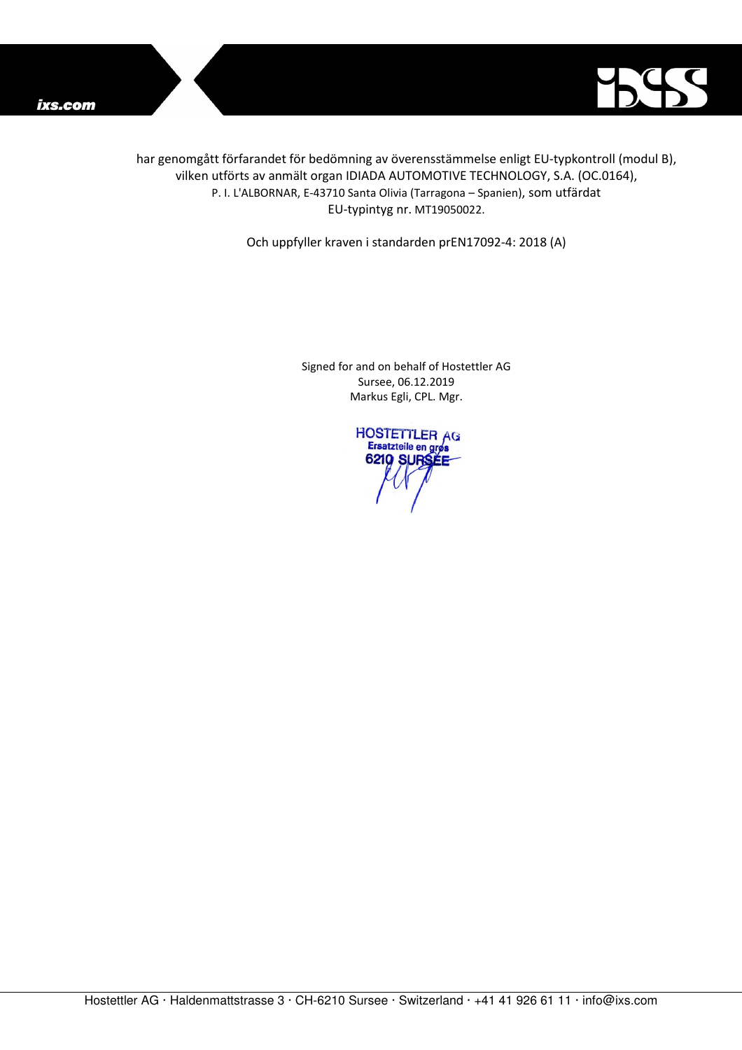har genomgått förfarandet för bedömning av överensstämmelse enligt EU-typkontroll (modul B), vilken utförts av anmält organ IDIADA AUTOMOTIVE TECHNOLOGY, S.A. (OC.0164), P. I. L'ALBORNAR, E-43710 Santa Olivia (Tarragona – Spanien), som utfärdat EU-typintyg nr. MT19050022.

Och uppfyller kraven i standarden prEN17092-4: 2018 (A)

Signed for and on behalf of Hostettler AG
Sursee, 06.12.2019
Markus Egli, CPL. Mgr.

HOSTETTLER AG
Ersatzteile en gros
6210 SURSEE